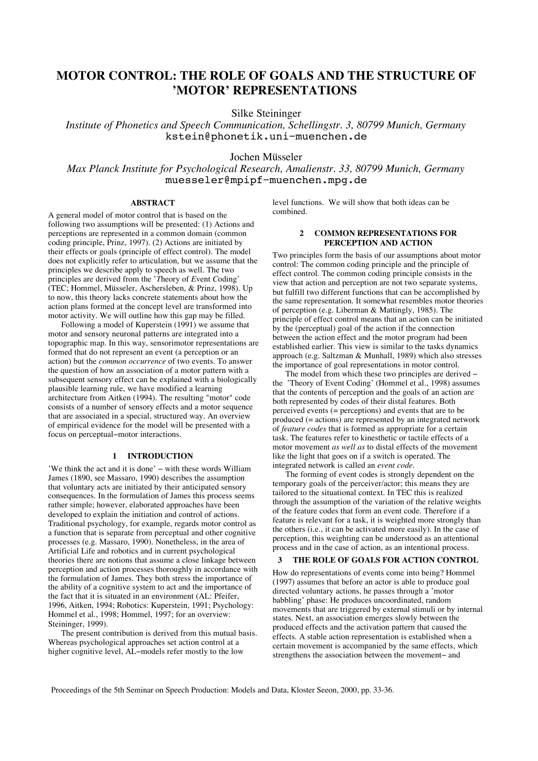# MOTOR CONTROL: THE ROLE OF GOALS AND THE STRUCTURE OF 'MOTOR' REPRESENTATIONS

Silke Steininger

*Institute of Phonetics and Speech Communication, Schellingstr. 3, 80799 Munich, Germany*
kstein@phonetik.uni-muenchen.de

Jochen Müsseler

*Max Planck Institute for Psychological Research, Amalienstr. 33, 80799 Munich, Germany*
muesseler@mpipf-muenchen.mpg.de

## ABSTRACT

A general model of motor control that is based on the following two assumptions will be presented: (1) Actions and perceptions are represented in a common domain (common coding principle, Prinz, 1997). (2) Actions are initiated by their effects or goals (principle of effect control). The model does not explicitly refer to articulation, but we assume that the principles we describe apply to speech as well. The two principles are derived from the '*T*heory of *E*vent *C*oding' (TEC; Hommel, Müsseler, Aschersleben, & Prinz, 1998). Up to now, this theory lacks concrete statements about how the action plans formed at the concept level are transformed into motor activity. We will outline how this gap may be filled.

Following a model of Kuperstein (1991) we assume that motor and sensory neuronal patterns are integrated into a topographic map. In this way, sensorimotor representations are formed that do not represent an event (a perception or an action) but the *common occurrence* of two events. To answer the question of how an association of a motor pattern with a subsequent sensory effect can be explained with a biologically plausible learning rule, we have modified a learning architecture from Aitken (1994). The resulting "motor" code consists of a number of sensory effects and a motor sequence that are associated in a special, structured way. An overview of empirical evidence for the model will be presented with a focus on perceptual–motor interactions.

## 1 INTRODUCTION

'We think the act and it is done' – with these words William James (1890, see Massaro, 1990) describes the assumption that voluntary acts are initiated by their anticipated sensory consequences. In the formulation of James this process seems rather simple; however, elaborated approaches have been developed to explain the initiation and control of actions. Traditional psychology, for example, regards motor control as a function that is separate from perceptual and other cognitive processes (e.g. Massaro, 1990). Nonetheless, in the area of Artificial Life and robotics and in current psychological theories there are notions that assume a close linkage between perception and action processes thoroughly in accordance with the formulation of James. They both stress the importance of the ability of a cognitive system to act and the importance of the fact that it is situated in an environment (AL: Pfeifer, 1996, Aitken, 1994; Robotics: Kuperstein, 1991; Psychology: Hommel et al., 1998; Hommel, 1997; for an overview: Steininger, 1999).

The present contribution is derived from this mutual basis. Whereas psychological approaches set action control at a higher cognitive level, AL–models refer mostly to the low level functions. We will show that both ideas can be combined.

## 2 COMMON REPRESENTATIONS FOR PERCEPTION AND ACTION

Two principles form the basis of our assumptions about motor control: The common coding principle and the principle of effect control. The common coding principle consists in the view that action and perception are not two separate systems, but fulfill two different functions that can be accomplished by the same representation. It somewhat resembles motor theories of perception (e.g. Liberman & Mattingly, 1985). The principle of effect control means that an action can be initiated by the (perceptual) goal of the action if the connection between the action effect and the motor program had been established earlier. This view is similar to the tasks dynamics approach (e.g. Saltzman & Munhall, 1989) which also stresses the importance of goal representations in motor control.

The model from which these two principles are derived – the 'Theory of Event Coding' (Hommel et al., 1998) assumes that the contents of perception and the goals of an action are both represented by codes of their distal features. Both perceived events (= perceptions) and events that are to be produced (= actions) are represented by an integrated network of *feature codes* that is formed as appropriate for a certain task. The features refer to kinesthetic or tactile effects of a motor movement *as well as* to distal effects of the movement like the light that goes on if a switch is operated. The integrated network is called an *event code*.

The forming of event codes is strongly dependent on the temporary goals of the perceiver/actor; this means they are tailored to the situational context. In TEC this is realized through the assumption of the variation of the relative weights of the feature codes that form an event code. Therefore if a feature is relevant for a task, it is weighted more strongly than the others (i.e., it can be activated more easily). In the case of perception, this weighting can be understood as an attentional process and in the case of action, as an intentional process.

## 3 THE ROLE OF GOALS FOR ACTION CONTROL

How do representations of events come into being? Hommel (1997) assumes that before an actor is able to produce goal directed voluntary actions, he passes through a 'motor babbling' phase: He produces uncoordinated, random movements that are triggered by external stimuli or by internal states. Next, an association emerges slowly between the produced effects and the activation pattern that caused the effects. A stable action representation is established when a certain movement is accompanied by the same effects, which strengthens the association between the movement– and

Proceedings of the 5th Seminar on Speech Production: Models and Data, Kloster Seeon, 2000, pp. 33-36.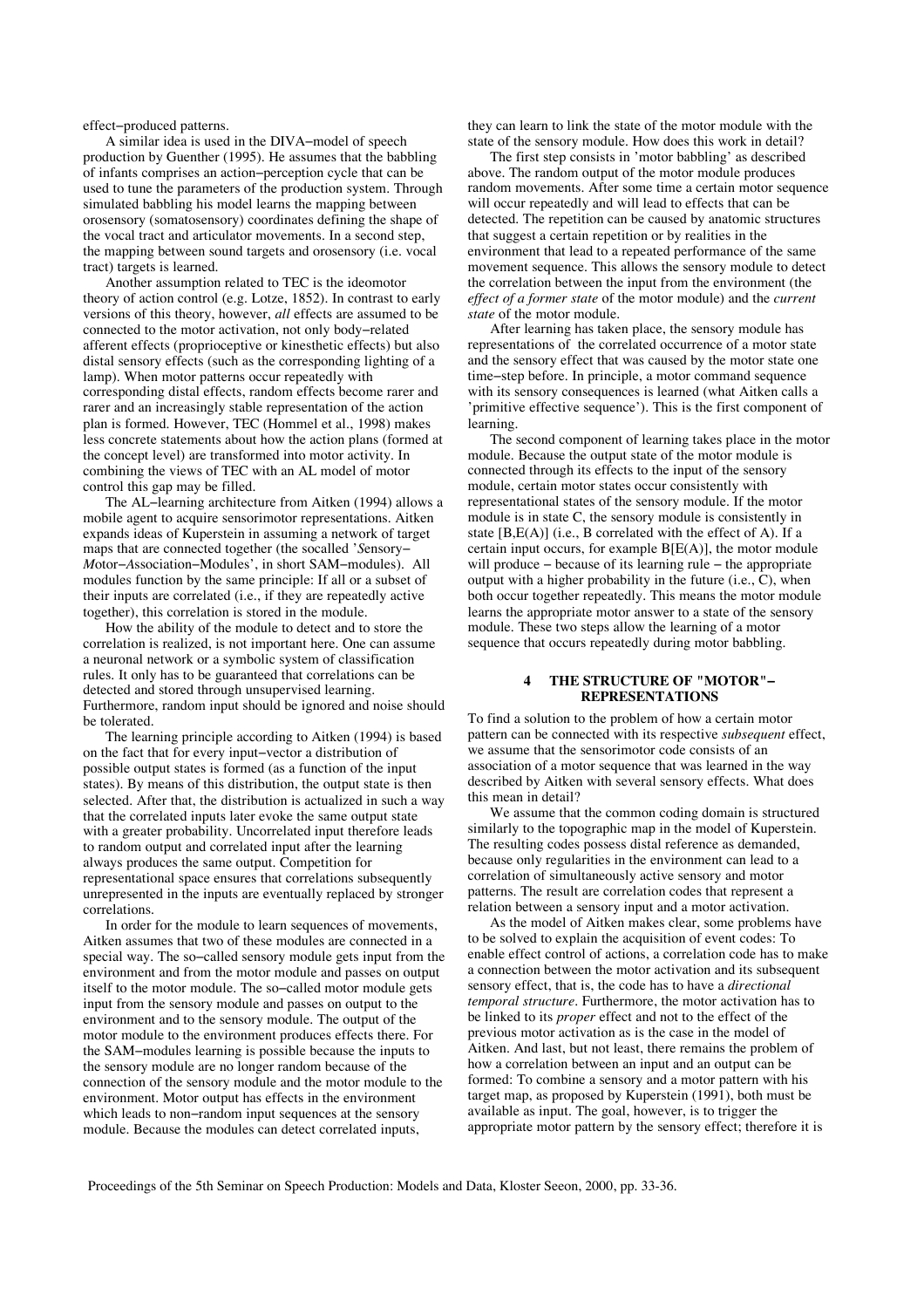effect–produced patterns.

A similar idea is used in the DIVA–model of speech production by Guenther (1995). He assumes that the babbling of infants comprises an action–perception cycle that can be used to tune the parameters of the production system. Through simulated babbling his model learns the mapping between orosensory (somatosensory) coordinates defining the shape of the vocal tract and articulator movements. In a second step, the mapping between sound targets and orosensory (i.e. vocal tract) targets is learned.

Another assumption related to TEC is the ideomotor theory of action control (e.g. Lotze, 1852). In contrast to early versions of this theory, however, *all* effects are assumed to be connected to the motor activation, not only body–related afferent effects (proprioceptive or kinesthetic effects) but also distal sensory effects (such as the corresponding lighting of a lamp). When motor patterns occur repeatedly with corresponding distal effects, random effects become rarer and rarer and an increasingly stable representation of the action plan is formed. However, TEC (Hommel et al., 1998) makes less concrete statements about how the action plans (formed at the concept level) are transformed into motor activity. In combining the views of TEC with an AL model of motor control this gap may be filled.

The AL–learning architecture from Aitken (1994) allows a mobile agent to acquire sensorimotor representations. Aitken expands ideas of Kuperstein in assuming a network of target maps that are connected together (the socalled '*S*ensory–*M*otor–Association–Modules', in short SAM–modules). All modules function by the same principle: If all or a subset of their inputs are correlated (i.e., if they are repeatedly active together), this correlation is stored in the module.

How the ability of the module to detect and to store the correlation is realized, is not important here. One can assume a neuronal network or a symbolic system of classification rules. It only has to be guaranteed that correlations can be detected and stored through unsupervised learning. Furthermore, random input should be ignored and noise should be tolerated.

The learning principle according to Aitken (1994) is based on the fact that for every input–vector a distribution of possible output states is formed (as a function of the input states). By means of this distribution, the output state is then selected. After that, the distribution is actualized in such a way that the correlated inputs later evoke the same output state with a greater probability. Uncorrelated input therefore leads to random output and correlated input after the learning always produces the same output. Competition for representational space ensures that correlations subsequently unrepresented in the inputs are eventually replaced by stronger correlations.

In order for the module to learn sequences of movements, Aitken assumes that two of these modules are connected in a special way. The so–called sensory module gets input from the environment and from the motor module and passes on output itself to the motor module. The so–called motor module gets input from the sensory module and passes on output to the environment and to the sensory module. The output of the motor module to the environment produces effects there. For the SAM–modules learning is possible because the inputs to the sensory module are no longer random because of the connection of the sensory module and the motor module to the environment. Motor output has effects in the environment which leads to non–random input sequences at the sensory module. Because the modules can detect correlated inputs, they can learn to link the state of the motor module with the state of the sensory module. How does this work in detail?

The first step consists in 'motor babbling' as described above. The random output of the motor module produces random movements. After some time a certain motor sequence will occur repeatedly and will lead to effects that can be detected. The repetition can be caused by anatomic structures that suggest a certain repetition or by realities in the environment that lead to a repeated performance of the same movement sequence. This allows the sensory module to detect the correlation between the input from the environment (the *effect of a former state* of the motor module) and the *current state* of the motor module.

After learning has taken place, the sensory module has representations of the correlated occurrence of a motor state and the sensory effect that was caused by the motor state one time–step before. In principle, a motor command sequence with its sensory consequences is learned (what Aitken calls a 'primitive effective sequence'). This is the first component of learning.

The second component of learning takes place in the motor module. Because the output state of the motor module is connected through its effects to the input of the sensory module, certain motor states occur consistently with representational states of the sensory module. If the motor module is in state C, the sensory module is consistently in state [B,E(A)] (i.e., B correlated with the effect of A). If a certain input occurs, for example B[E(A)], the motor module will produce – because of its learning rule – the appropriate output with a higher probability in the future (i.e., C), when both occur together repeatedly. This means the motor module learns the appropriate motor answer to a state of the sensory module. These two steps allow the learning of a motor sequence that occurs repeatedly during motor babbling.

## 4 THE STRUCTURE OF "MOTOR"–REPRESENTATIONS

To find a solution to the problem of how a certain motor pattern can be connected with its respective *subsequent* effect, we assume that the sensorimotor code consists of an association of a motor sequence that was learned in the way described by Aitken with several sensory effects. What does this mean in detail?

We assume that the common coding domain is structured similarly to the topographic map in the model of Kuperstein. The resulting codes possess distal reference as demanded, because only regularities in the environment can lead to a correlation of simultaneously active sensory and motor patterns. The result are correlation codes that represent a relation between a sensory input and a motor activation.

As the model of Aitken makes clear, some problems have to be solved to explain the acquisition of event codes: To enable effect control of actions, a correlation code has to make a connection between the motor activation and its subsequent sensory effect, that is, the code has to have a *directional temporal structure*. Furthermore, the motor activation has to be linked to its *proper* effect and not to the effect of the previous motor activation as is the case in the model of Aitken. And last, but not least, there remains the problem of how a correlation between an input and an output can be formed: To combine a sensory and a motor pattern with his target map, as proposed by Kuperstein (1991), both must be available as input. The goal, however, is to trigger the appropriate motor pattern by the sensory effect; therefore it is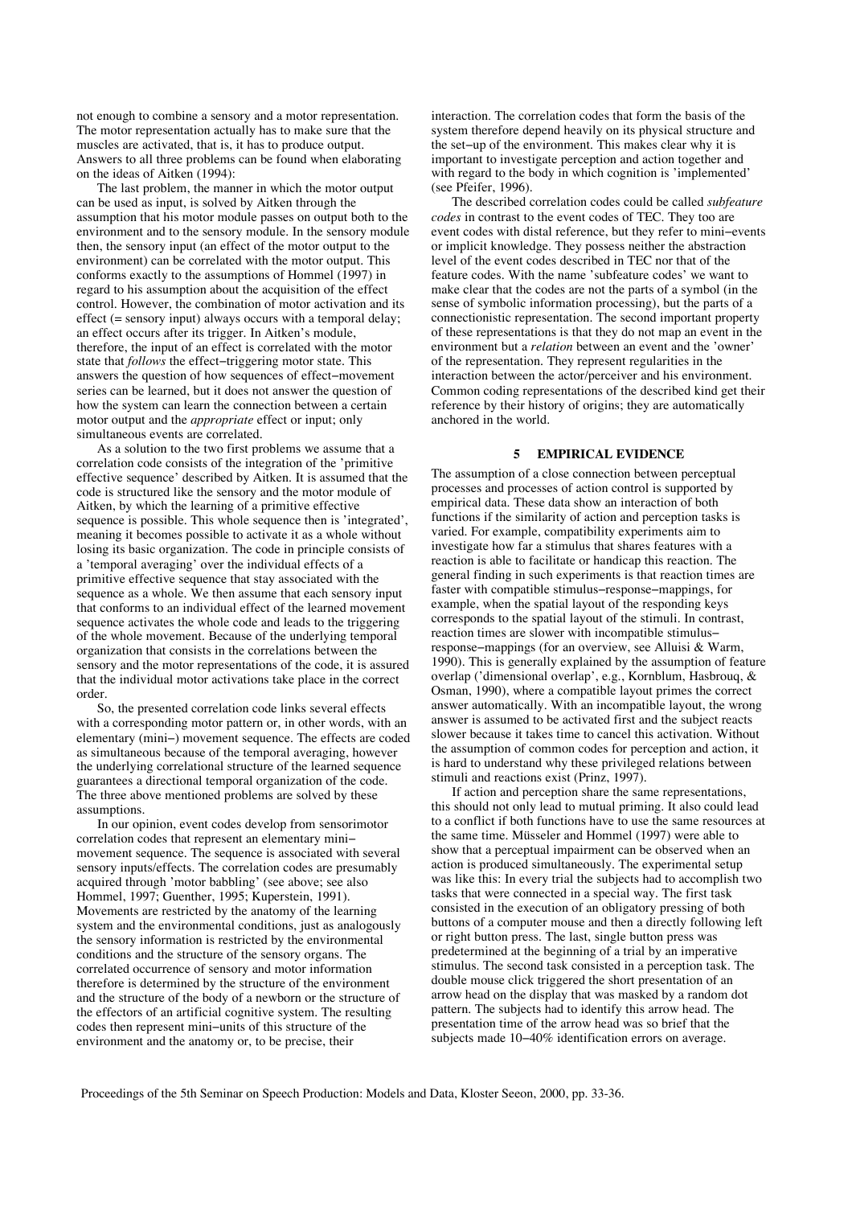not enough to combine a sensory and a motor representation. The motor representation actually has to make sure that the muscles are activated, that is, it has to produce output. Answers to all three problems can be found when elaborating on the ideas of Aitken (1994):

The last problem, the manner in which the motor output can be used as input, is solved by Aitken through the assumption that his motor module passes on output both to the environment and to the sensory module. In the sensory module then, the sensory input (an effect of the motor output to the environment) can be correlated with the motor output. This conforms exactly to the assumptions of Hommel (1997) in regard to his assumption about the acquisition of the effect control. However, the combination of motor activation and its effect (= sensory input) always occurs with a temporal delay; an effect occurs after its trigger. In Aitken's module, therefore, the input of an effect is correlated with the motor state that *follows* the effect–triggering motor state. This answers the question of how sequences of effect–movement series can be learned, but it does not answer the question of how the system can learn the connection between a certain motor output and the *appropriate* effect or input; only simultaneous events are correlated.

As a solution to the two first problems we assume that a correlation code consists of the integration of the 'primitive effective sequence' described by Aitken. It is assumed that the code is structured like the sensory and the motor module of Aitken, by which the learning of a primitive effective sequence is possible. This whole sequence then is 'integrated', meaning it becomes possible to activate it as a whole without losing its basic organization. The code in principle consists of a 'temporal averaging' over the individual effects of a primitive effective sequence that stay associated with the sequence as a whole. We then assume that each sensory input that conforms to an individual effect of the learned movement sequence activates the whole code and leads to the triggering of the whole movement. Because of the underlying temporal organization that consists in the correlations between the sensory and the motor representations of the code, it is assured that the individual motor activations take place in the correct order.

So, the presented correlation code links several effects with a corresponding motor pattern or, in other words, with an elementary (mini–) movement sequence. The effects are coded as simultaneous because of the temporal averaging, however the underlying correlational structure of the learned sequence guarantees a directional temporal organization of the code. The three above mentioned problems are solved by these assumptions.

In our opinion, event codes develop from sensorimotor correlation codes that represent an elementary mini–movement sequence. The sequence is associated with several sensory inputs/effects. The correlation codes are presumably acquired through 'motor babbling' (see above; see also Hommel, 1997; Guenther, 1995; Kuperstein, 1991). Movements are restricted by the anatomy of the learning system and the environmental conditions, just as analogously the sensory information is restricted by the environmental conditions and the structure of the sensory organs. The correlated occurrence of sensory and motor information therefore is determined by the structure of the environment and the structure of the body of a newborn or the structure of the effectors of an artificial cognitive system. The resulting codes then represent mini–units of this structure of the environment and the anatomy or, to be precise, their interaction. The correlation codes that form the basis of the system therefore depend heavily on its physical structure and the set–up of the environment. This makes clear why it is important to investigate perception and action together and with regard to the body in which cognition is 'implemented' (see Pfeifer, 1996).

The described correlation codes could be called *subfeature codes* in contrast to the event codes of TEC. They too are event codes with distal reference, but they refer to mini–events or implicit knowledge. They possess neither the abstraction level of the event codes described in TEC nor that of the feature codes. With the name 'subfeature codes' we want to make clear that the codes are not the parts of a symbol (in the sense of symbolic information processing), but the parts of a connectionistic representation. The second important property of these representations is that they do not map an event in the environment but a *relation* between an event and the 'owner' of the representation. They represent regularities in the interaction between the actor/perceiver and his environment. Common coding representations of the described kind get their reference by their history of origins; they are automatically anchored in the world.

## 5 EMPIRICAL EVIDENCE

The assumption of a close connection between perceptual processes and processes of action control is supported by empirical data. These data show an interaction of both functions if the similarity of action and perception tasks is varied. For example, compatibility experiments aim to investigate how far a stimulus that shares features with a reaction is able to facilitate or handicap this reaction. The general finding in such experiments is that reaction times are faster with compatible stimulus–response–mappings, for example, when the spatial layout of the responding keys corresponds to the spatial layout of the stimuli. In contrast, reaction times are slower with incompatible stimulus–response–mappings (for an overview, see Alluisi & Warm, 1990). This is generally explained by the assumption of feature overlap ('dimensional overlap', e.g., Kornblum, Hasbrouq, & Osman, 1990), where a compatible layout primes the correct answer automatically. With an incompatible layout, the wrong answer is assumed to be activated first and the subject reacts slower because it takes time to cancel this activation. Without the assumption of common codes for perception and action, it is hard to understand why these privileged relations between stimuli and reactions exist (Prinz, 1997).

If action and perception share the same representations, this should not only lead to mutual priming. It also could lead to a conflict if both functions have to use the same resources at the same time. Müsseler and Hommel (1997) were able to show that a perceptual impairment can be observed when an action is produced simultaneously. The experimental setup was like this: In every trial the subjects had to accomplish two tasks that were connected in a special way. The first task consisted in the execution of an obligatory pressing of both buttons of a computer mouse and then a directly following left or right button press. The last, single button press was predetermined at the beginning of a trial by an imperative stimulus. The second task consisted in a perception task. The double mouse click triggered the short presentation of an arrow head on the display that was masked by a random dot pattern. The subjects had to identify this arrow head. The presentation time of the arrow head was so brief that the subjects made 10–40% identification errors on average.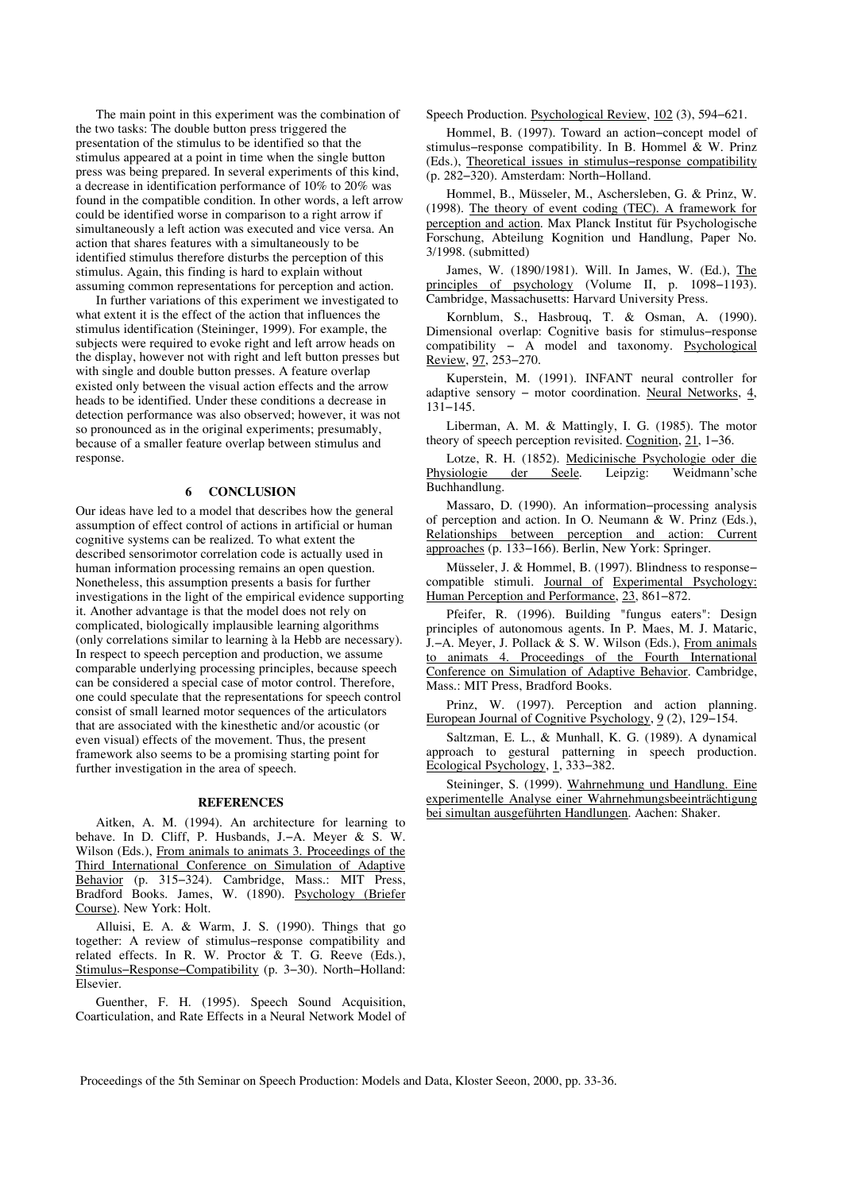The main point in this experiment was the combination of the two tasks: The double button press triggered the presentation of the stimulus to be identified so that the stimulus appeared at a point in time when the single button press was being prepared. In several experiments of this kind, a decrease in identification performance of 10% to 20% was found in the compatible condition. In other words, a left arrow could be identified worse in comparison to a right arrow if simultaneously a left action was executed and vice versa. An action that shares features with a simultaneously to be identified stimulus therefore disturbs the perception of this stimulus. Again, this finding is hard to explain without assuming common representations for perception and action.

In further variations of this experiment we investigated to what extent it is the effect of the action that influences the stimulus identification (Steininger, 1999). For example, the subjects were required to evoke right and left arrow heads on the display, however not with right and left button presses but with single and double button presses. A feature overlap existed only between the visual action effects and the arrow heads to be identified. Under these conditions a decrease in detection performance was also observed; however, it was not so pronounced as in the original experiments; presumably, because of a smaller feature overlap between stimulus and response.

## 6 CONCLUSION

Our ideas have led to a model that describes how the general assumption of effect control of actions in artificial or human cognitive systems can be realized. To what extent the described sensorimotor correlation code is actually used in human information processing remains an open question. Nonetheless, this assumption presents a basis for further investigations in the light of the empirical evidence supporting it. Another advantage is that the model does not rely on complicated, biologically implausible learning algorithms (only correlations similar to learning à la Hebb are necessary). In respect to speech perception and production, we assume comparable underlying processing principles, because speech can be considered a special case of motor control. Therefore, one could speculate that the representations for speech control consist of small learned motor sequences of the articulators that are associated with the kinesthetic and/or acoustic (or even visual) effects of the movement. Thus, the present framework also seems to be a promising starting point for further investigation in the area of speech.

## REFERENCES

Aitken, A. M. (1994). An architecture for learning to behave. In D. Cliff, P. Husbands, J.−A. Meyer & S. W. Wilson (Eds.), From animals to animats 3. Proceedings of the Third International Conference on Simulation of Adaptive Behavior (p. 315−324). Cambridge, Mass.: MIT Press, Bradford Books. James, W. (1890). Psychology (Briefer Course). New York: Holt.

Alluisi, E. A. & Warm, J. S. (1990). Things that go together: A review of stimulus−response compatibility and related effects. In R. W. Proctor & T. G. Reeve (Eds.), Stimulus−Response−Compatibility (p. 3−30). North−Holland: Elsevier.

Guenther, F. H. (1995). Speech Sound Acquisition, Coarticulation, and Rate Effects in a Neural Network Model of Speech Production. Psychological Review, 102 (3), 594−621.

Hommel, B. (1997). Toward an action−concept model of stimulus−response compatibility. In B. Hommel & W. Prinz (Eds.), Theoretical issues in stimulus−response compatibility (p. 282−320). Amsterdam: North−Holland.

Hommel, B., Müsseler, M., Aschersleben, G. & Prinz, W. (1998). The theory of event coding (TEC). A framework for perception and action. Max Planck Institut für Psychologische Forschung, Abteilung Kognition und Handlung, Paper No. 3/1998. (submitted)

James, W. (1890/1981). Will. In James, W. (Ed.), The principles of psychology (Volume II, p. 1098−1193). Cambridge, Massachusetts: Harvard University Press.

Kornblum, S., Hasbrouq, T. & Osman, A. (1990). Dimensional overlap: Cognitive basis for stimulus−response compatibility − A model and taxonomy. Psychological Review, 97, 253−270.

Kuperstein, M. (1991). INFANT neural controller for adaptive sensory − motor coordination. Neural Networks, 4, 131−145.

Liberman, A. M. & Mattingly, I. G. (1985). The motor theory of speech perception revisited. Cognition, 21, 1−36.

Lotze, R. H. (1852). Medicinische Psychologie oder die Physiologie der Seele. Leipzig: Weidmann'sche Buchhandlung.

Massaro, D. (1990). An information−processing analysis of perception and action. In O. Neumann & W. Prinz (Eds.), Relationships between perception and action: Current approaches (p. 133−166). Berlin, New York: Springer.

Müsseler, J. & Hommel, B. (1997). Blindness to response−compatible stimuli. Journal of Experimental Psychology: Human Perception and Performance, 23, 861−872.

Pfeifer, R. (1996). Building "fungus eaters": Design principles of autonomous agents. In P. Maes, M. J. Mataric, J.−A. Meyer, J. Pollack & S. W. Wilson (Eds.), From animals to animats 4. Proceedings of the Fourth International Conference on Simulation of Adaptive Behavior. Cambridge, Mass.: MIT Press, Bradford Books.

Prinz, W. (1997). Perception and action planning. European Journal of Cognitive Psychology, 9 (2), 129−154.

Saltzman, E. L., & Munhall, K. G. (1989). A dynamical approach to gestural patterning in speech production. Ecological Psychology, 1, 333−382.

Steininger, S. (1999). Wahrnehmung und Handlung. Eine experimentelle Analyse einer Wahrnehmungsbeeinträchtigung bei simultan ausgeführten Handlungen. Aachen: Shaker.